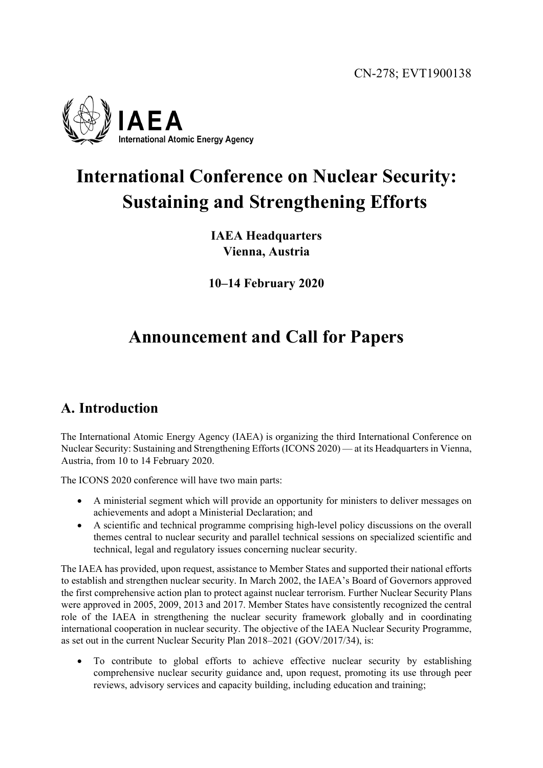CN-278; EVT1900138

IAEA
International Atomic Energy Agency

# International Conference on Nuclear Security: Sustaining and Strengthening Efforts

**IAEA Headquarters**
**Vienna, Austria**

**10–14 February 2020**

# Announcement and Call for Papers

## A. Introduction

The International Atomic Energy Agency (IAEA) is organizing the third International Conference on Nuclear Security: Sustaining and Strengthening Efforts (ICONS 2020) — at its Headquarters in Vienna, Austria, from 10 to 14 February 2020.

The ICONS 2020 conference will have two main parts:

- A ministerial segment which will provide an opportunity for ministers to deliver messages on achievements and adopt a Ministerial Declaration; and
- A scientific and technical programme comprising high-level policy discussions on the overall themes central to nuclear security and parallel technical sessions on specialized scientific and technical, legal and regulatory issues concerning nuclear security.

The IAEA has provided, upon request, assistance to Member States and supported their national efforts to establish and strengthen nuclear security. In March 2002, the IAEA's Board of Governors approved the first comprehensive action plan to protect against nuclear terrorism. Further Nuclear Security Plans were approved in 2005, 2009, 2013 and 2017. Member States have consistently recognized the central role of the IAEA in strengthening the nuclear security framework globally and in coordinating international cooperation in nuclear security. The objective of the IAEA Nuclear Security Programme, as set out in the current Nuclear Security Plan 2018–2021 (GOV/2017/34), is:

- To contribute to global efforts to achieve effective nuclear security by establishing comprehensive nuclear security guidance and, upon request, promoting its use through peer reviews, advisory services and capacity building, including education and training;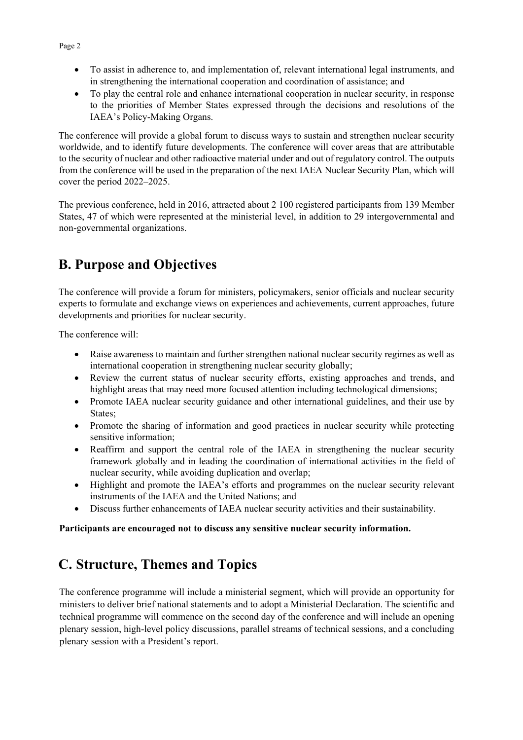- To assist in adherence to, and implementation of, relevant international legal instruments, and in strengthening the international cooperation and coordination of assistance; and
- To play the central role and enhance international cooperation in nuclear security, in response to the priorities of Member States expressed through the decisions and resolutions of the IAEA's Policy-Making Organs.

The conference will provide a global forum to discuss ways to sustain and strengthen nuclear security worldwide, and to identify future developments. The conference will cover areas that are attributable to the security of nuclear and other radioactive material under and out of regulatory control. The outputs from the conference will be used in the preparation of the next IAEA Nuclear Security Plan, which will cover the period 2022–2025.

The previous conference, held in 2016, attracted about 2 100 registered participants from 139 Member States, 47 of which were represented at the ministerial level, in addition to 29 intergovernmental and non-governmental organizations.

## B. Purpose and Objectives

The conference will provide a forum for ministers, policymakers, senior officials and nuclear security experts to formulate and exchange views on experiences and achievements, current approaches, future developments and priorities for nuclear security.

The conference will:

- Raise awareness to maintain and further strengthen national nuclear security regimes as well as international cooperation in strengthening nuclear security globally;
- Review the current status of nuclear security efforts, existing approaches and trends, and highlight areas that may need more focused attention including technological dimensions;
- Promote IAEA nuclear security guidance and other international guidelines, and their use by States;
- Promote the sharing of information and good practices in nuclear security while protecting sensitive information;
- Reaffirm and support the central role of the IAEA in strengthening the nuclear security framework globally and in leading the coordination of international activities in the field of nuclear security, while avoiding duplication and overlap;
- Highlight and promote the IAEA's efforts and programmes on the nuclear security relevant instruments of the IAEA and the United Nations; and
- Discuss further enhancements of IAEA nuclear security activities and their sustainability.

**Participants are encouraged not to discuss any sensitive nuclear security information.**

## C. Structure, Themes and Topics

The conference programme will include a ministerial segment, which will provide an opportunity for ministers to deliver brief national statements and to adopt a Ministerial Declaration. The scientific and technical programme will commence on the second day of the conference and will include an opening plenary session, high-level policy discussions, parallel streams of technical sessions, and a concluding plenary session with a President's report.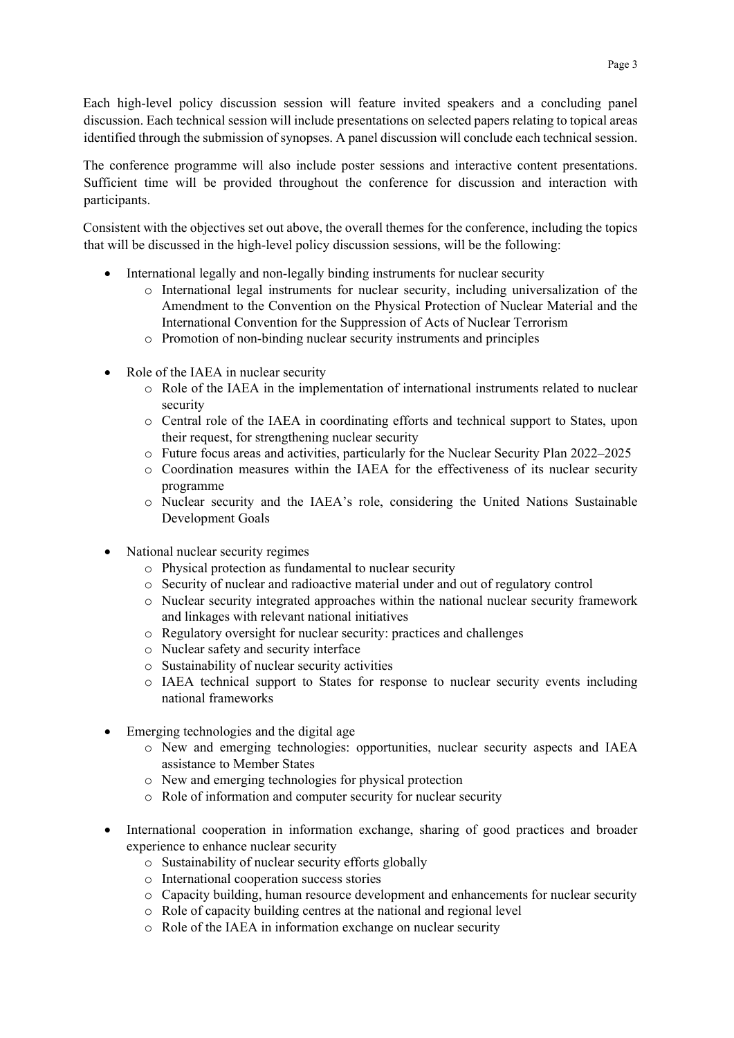Each high-level policy discussion session will feature invited speakers and a concluding panel discussion. Each technical session will include presentations on selected papers relating to topical areas identified through the submission of synopses. A panel discussion will conclude each technical session.

The conference programme will also include poster sessions and interactive content presentations. Sufficient time will be provided throughout the conference for discussion and interaction with participants.

Consistent with the objectives set out above, the overall themes for the conference, including the topics that will be discussed in the high-level policy discussion sessions, will be the following:

- International legally and non-legally binding instruments for nuclear security
  - International legal instruments for nuclear security, including universalization of the Amendment to the Convention on the Physical Protection of Nuclear Material and the International Convention for the Suppression of Acts of Nuclear Terrorism
  - Promotion of non-binding nuclear security instruments and principles

- Role of the IAEA in nuclear security
  - Role of the IAEA in the implementation of international instruments related to nuclear security
  - Central role of the IAEA in coordinating efforts and technical support to States, upon their request, for strengthening nuclear security
  - Future focus areas and activities, particularly for the Nuclear Security Plan 2022–2025
  - Coordination measures within the IAEA for the effectiveness of its nuclear security programme
  - Nuclear security and the IAEA's role, considering the United Nations Sustainable Development Goals

- National nuclear security regimes
  - Physical protection as fundamental to nuclear security
  - Security of nuclear and radioactive material under and out of regulatory control
  - Nuclear security integrated approaches within the national nuclear security framework and linkages with relevant national initiatives
  - Regulatory oversight for nuclear security: practices and challenges
  - Nuclear safety and security interface
  - Sustainability of nuclear security activities
  - IAEA technical support to States for response to nuclear security events including national frameworks

- Emerging technologies and the digital age
  - New and emerging technologies: opportunities, nuclear security aspects and IAEA assistance to Member States
  - New and emerging technologies for physical protection
  - Role of information and computer security for nuclear security

- International cooperation in information exchange, sharing of good practices and broader experience to enhance nuclear security
  - Sustainability of nuclear security efforts globally
  - International cooperation success stories
  - Capacity building, human resource development and enhancements for nuclear security
  - Role of capacity building centres at the national and regional level
  - Role of the IAEA in information exchange on nuclear security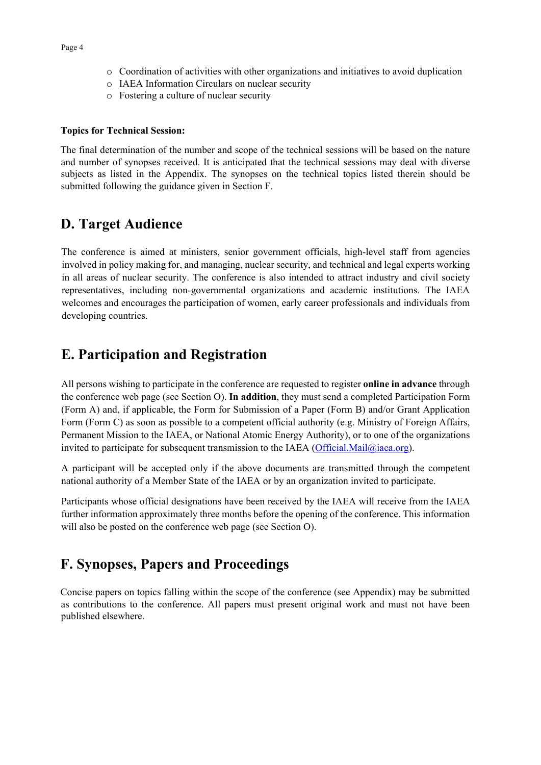- Coordination of activities with other organizations and initiatives to avoid duplication
- IAEA Information Circulars on nuclear security
- Fostering a culture of nuclear security

**Topics for Technical Session:**

The final determination of the number and scope of the technical sessions will be based on the nature and number of synopses received. It is anticipated that the technical sessions may deal with diverse subjects as listed in the Appendix. The synopses on the technical topics listed therein should be submitted following the guidance given in Section F.

## D. Target Audience

The conference is aimed at ministers, senior government officials, high-level staff from agencies involved in policy making for, and managing, nuclear security, and technical and legal experts working in all areas of nuclear security. The conference is also intended to attract industry and civil society representatives, including non-governmental organizations and academic institutions. The IAEA welcomes and encourages the participation of women, early career professionals and individuals from developing countries.

## E. Participation and Registration

All persons wishing to participate in the conference are requested to register **online in advance** through the conference web page (see Section O). **In addition**, they must send a completed Participation Form (Form A) and, if applicable, the Form for Submission of a Paper (Form B) and/or Grant Application Form (Form C) as soon as possible to a competent official authority (e.g. Ministry of Foreign Affairs, Permanent Mission to the IAEA, or National Atomic Energy Authority), or to one of the organizations invited to participate for subsequent transmission to the IAEA (Official.Mail@iaea.org).

A participant will be accepted only if the above documents are transmitted through the competent national authority of a Member State of the IAEA or by an organization invited to participate.

Participants whose official designations have been received by the IAEA will receive from the IAEA further information approximately three months before the opening of the conference. This information will also be posted on the conference web page (see Section O).

## F. Synopses, Papers and Proceedings

Concise papers on topics falling within the scope of the conference (see Appendix) may be submitted as contributions to the conference. All papers must present original work and must not have been published elsewhere.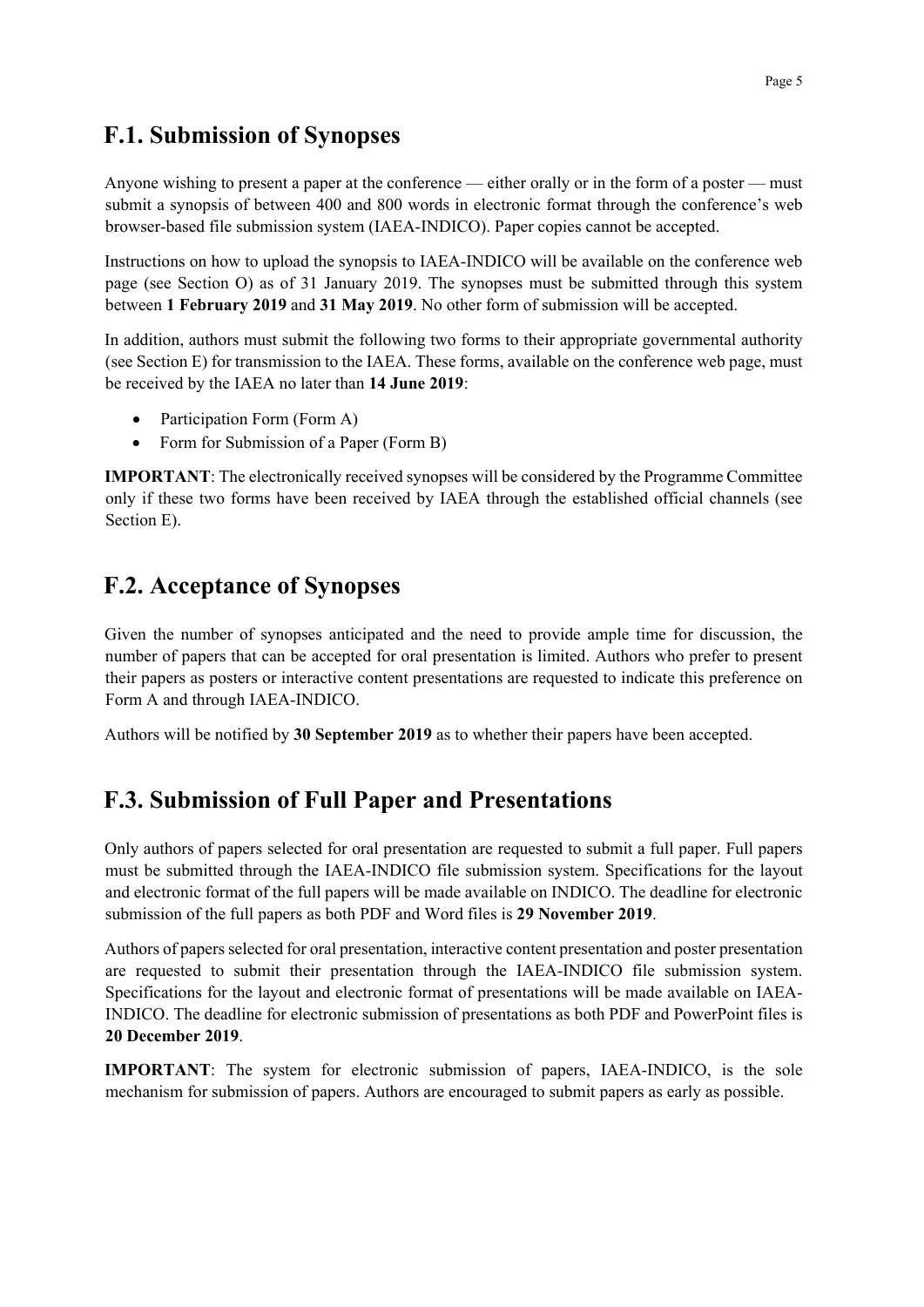## F.1. Submission of Synopses

Anyone wishing to present a paper at the conference — either orally or in the form of a poster — must submit a synopsis of between 400 and 800 words in electronic format through the conference's web browser-based file submission system (IAEA-INDICO). Paper copies cannot be accepted.

Instructions on how to upload the synopsis to IAEA-INDICO will be available on the conference web page (see Section O) as of 31 January 2019. The synopses must be submitted through this system between **1 February 2019** and **31 May 2019**. No other form of submission will be accepted.

In addition, authors must submit the following two forms to their appropriate governmental authority (see Section E) for transmission to the IAEA. These forms, available on the conference web page, must be received by the IAEA no later than **14 June 2019**:

- Participation Form (Form A)
- Form for Submission of a Paper (Form B)

**IMPORTANT**: The electronically received synopses will be considered by the Programme Committee only if these two forms have been received by IAEA through the established official channels (see Section E).

## F.2. Acceptance of Synopses

Given the number of synopses anticipated and the need to provide ample time for discussion, the number of papers that can be accepted for oral presentation is limited. Authors who prefer to present their papers as posters or interactive content presentations are requested to indicate this preference on Form A and through IAEA-INDICO.

Authors will be notified by **30 September 2019** as to whether their papers have been accepted.

## F.3. Submission of Full Paper and Presentations

Only authors of papers selected for oral presentation are requested to submit a full paper. Full papers must be submitted through the IAEA-INDICO file submission system. Specifications for the layout and electronic format of the full papers will be made available on INDICO. The deadline for electronic submission of the full papers as both PDF and Word files is **29 November 2019**.

Authors of papers selected for oral presentation, interactive content presentation and poster presentation are requested to submit their presentation through the IAEA-INDICO file submission system. Specifications for the layout and electronic format of presentations will be made available on IAEA-INDICO. The deadline for electronic submission of presentations as both PDF and PowerPoint files is **20 December 2019**.

**IMPORTANT**: The system for electronic submission of papers, IAEA-INDICO, is the sole mechanism for submission of papers. Authors are encouraged to submit papers as early as possible.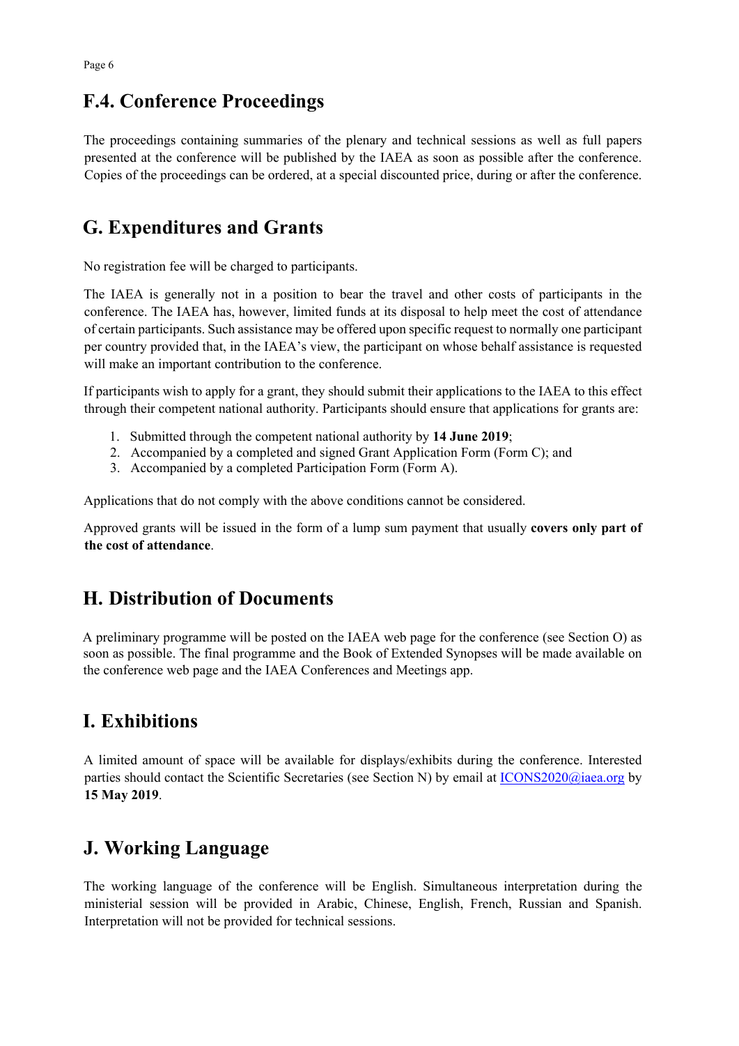## F.4. Conference Proceedings

The proceedings containing summaries of the plenary and technical sessions as well as full papers presented at the conference will be published by the IAEA as soon as possible after the conference. Copies of the proceedings can be ordered, at a special discounted price, during or after the conference.

## G. Expenditures and Grants

No registration fee will be charged to participants.

The IAEA is generally not in a position to bear the travel and other costs of participants in the conference. The IAEA has, however, limited funds at its disposal to help meet the cost of attendance of certain participants. Such assistance may be offered upon specific request to normally one participant per country provided that, in the IAEA's view, the participant on whose behalf assistance is requested will make an important contribution to the conference.

If participants wish to apply for a grant, they should submit their applications to the IAEA to this effect through their competent national authority. Participants should ensure that applications for grants are:

1. Submitted through the competent national authority by **14 June 2019**;
2. Accompanied by a completed and signed Grant Application Form (Form C); and
3. Accompanied by a completed Participation Form (Form A).

Applications that do not comply with the above conditions cannot be considered.

Approved grants will be issued in the form of a lump sum payment that usually **covers only part of the cost of attendance**.

## H. Distribution of Documents

A preliminary programme will be posted on the IAEA web page for the conference (see Section O) as soon as possible. The final programme and the Book of Extended Synopses will be made available on the conference web page and the IAEA Conferences and Meetings app.

## I. Exhibitions

A limited amount of space will be available for displays/exhibits during the conference. Interested parties should contact the Scientific Secretaries (see Section N) by email at ICONS2020@iaea.org by **15 May 2019**.

## J. Working Language

The working language of the conference will be English. Simultaneous interpretation during the ministerial session will be provided in Arabic, Chinese, English, French, Russian and Spanish. Interpretation will not be provided for technical sessions.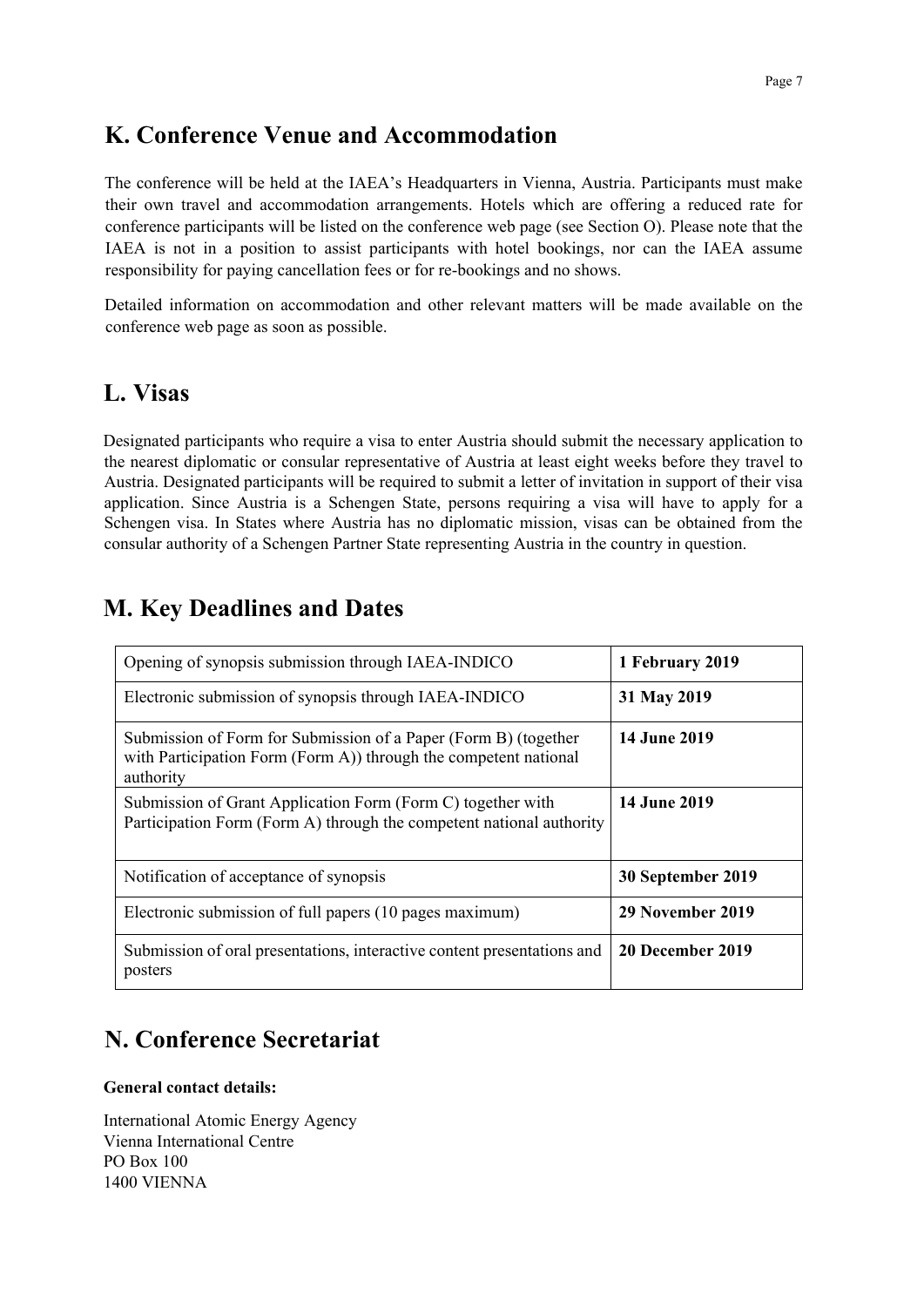## K. Conference Venue and Accommodation

The conference will be held at the IAEA's Headquarters in Vienna, Austria. Participants must make their own travel and accommodation arrangements. Hotels which are offering a reduced rate for conference participants will be listed on the conference web page (see Section O). Please note that the IAEA is not in a position to assist participants with hotel bookings, nor can the IAEA assume responsibility for paying cancellation fees or for re-bookings and no shows.

Detailed information on accommodation and other relevant matters will be made available on the conference web page as soon as possible.

## L. Visas

Designated participants who require a visa to enter Austria should submit the necessary application to the nearest diplomatic or consular representative of Austria at least eight weeks before they travel to Austria. Designated participants will be required to submit a letter of invitation in support of their visa application. Since Austria is a Schengen State, persons requiring a visa will have to apply for a Schengen visa. In States where Austria has no diplomatic mission, visas can be obtained from the consular authority of a Schengen Partner State representing Austria in the country in question.

## M. Key Deadlines and Dates

| | |
|---|---|
| Opening of synopsis submission through IAEA-INDICO | **1 February 2019** |
| Electronic submission of synopsis through IAEA-INDICO | **31 May 2019** |
| Submission of Form for Submission of a Paper (Form B) (together with Participation Form (Form A)) through the competent national authority | **14 June 2019** |
| Submission of Grant Application Form (Form C) together with Participation Form (Form A) through the competent national authority | **14 June 2019** |
| Notification of acceptance of synopsis | **30 September 2019** |
| Electronic submission of full papers (10 pages maximum) | **29 November 2019** |
| Submission of oral presentations, interactive content presentations and posters | **20 December 2019** |

## N. Conference Secretariat

**General contact details:**

International Atomic Energy Agency
Vienna International Centre
PO Box 100
1400 VIENNA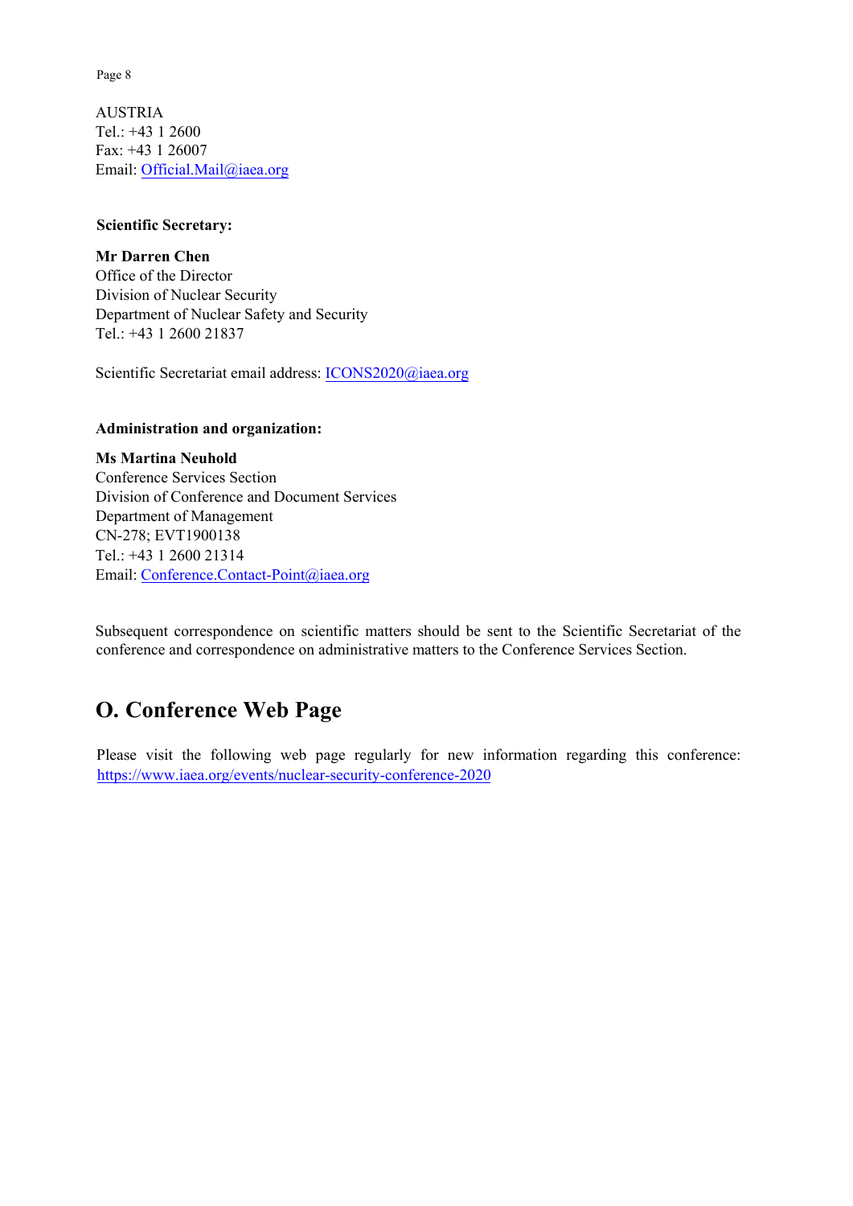AUSTRIA
Tel.: +43 1 2600
Fax: +43 1 26007
Email: Official.Mail@iaea.org

**Scientific Secretary:**

**Mr Darren Chen**
Office of the Director
Division of Nuclear Security
Department of Nuclear Safety and Security
Tel.: +43 1 2600 21837

Scientific Secretariat email address: ICONS2020@iaea.org

**Administration and organization:**

**Ms Martina Neuhold**
Conference Services Section
Division of Conference and Document Services
Department of Management
CN-278; EVT1900138
Tel.: +43 1 2600 21314
Email: Conference.Contact-Point@iaea.org

Subsequent correspondence on scientific matters should be sent to the Scientific Secretariat of the conference and correspondence on administrative matters to the Conference Services Section.

## O. Conference Web Page

Please visit the following web page regularly for new information regarding this conference: https://www.iaea.org/events/nuclear-security-conference-2020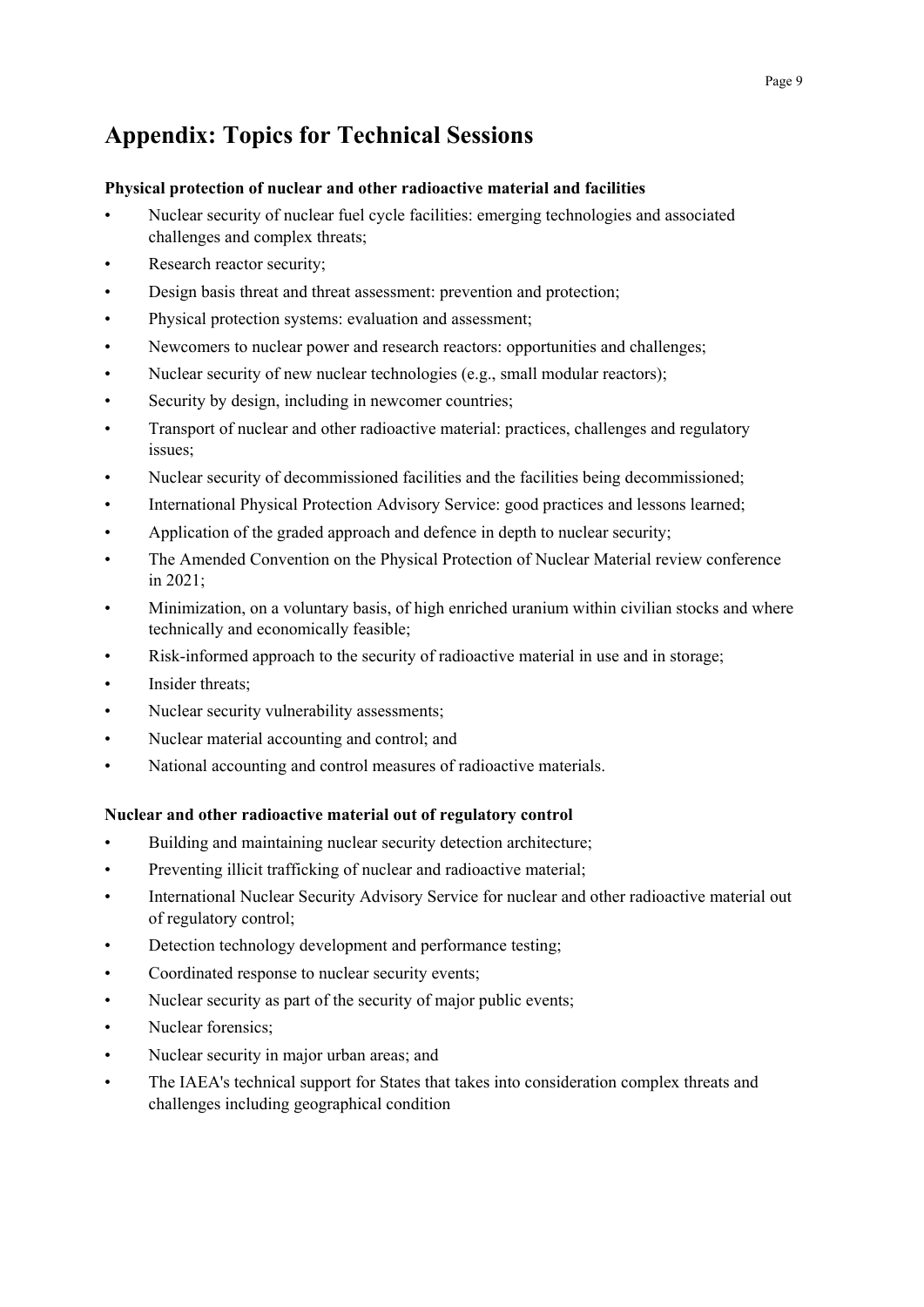# Appendix: Topics for Technical Sessions

**Physical protection of nuclear and other radioactive material and facilities**

- Nuclear security of nuclear fuel cycle facilities: emerging technologies and associated challenges and complex threats;
- Research reactor security;
- Design basis threat and threat assessment: prevention and protection;
- Physical protection systems: evaluation and assessment;
- Newcomers to nuclear power and research reactors: opportunities and challenges;
- Nuclear security of new nuclear technologies (e.g., small modular reactors);
- Security by design, including in newcomer countries;
- Transport of nuclear and other radioactive material: practices, challenges and regulatory issues;
- Nuclear security of decommissioned facilities and the facilities being decommissioned;
- International Physical Protection Advisory Service: good practices and lessons learned;
- Application of the graded approach and defence in depth to nuclear security;
- The Amended Convention on the Physical Protection of Nuclear Material review conference in 2021;
- Minimization, on a voluntary basis, of high enriched uranium within civilian stocks and where technically and economically feasible;
- Risk-informed approach to the security of radioactive material in use and in storage;
- Insider threats;
- Nuclear security vulnerability assessments;
- Nuclear material accounting and control; and
- National accounting and control measures of radioactive materials.

**Nuclear and other radioactive material out of regulatory control**

- Building and maintaining nuclear security detection architecture;
- Preventing illicit trafficking of nuclear and radioactive material;
- International Nuclear Security Advisory Service for nuclear and other radioactive material out of regulatory control;
- Detection technology development and performance testing;
- Coordinated response to nuclear security events;
- Nuclear security as part of the security of major public events;
- Nuclear forensics;
- Nuclear security in major urban areas; and
- The IAEA's technical support for States that takes into consideration complex threats and challenges including geographical condition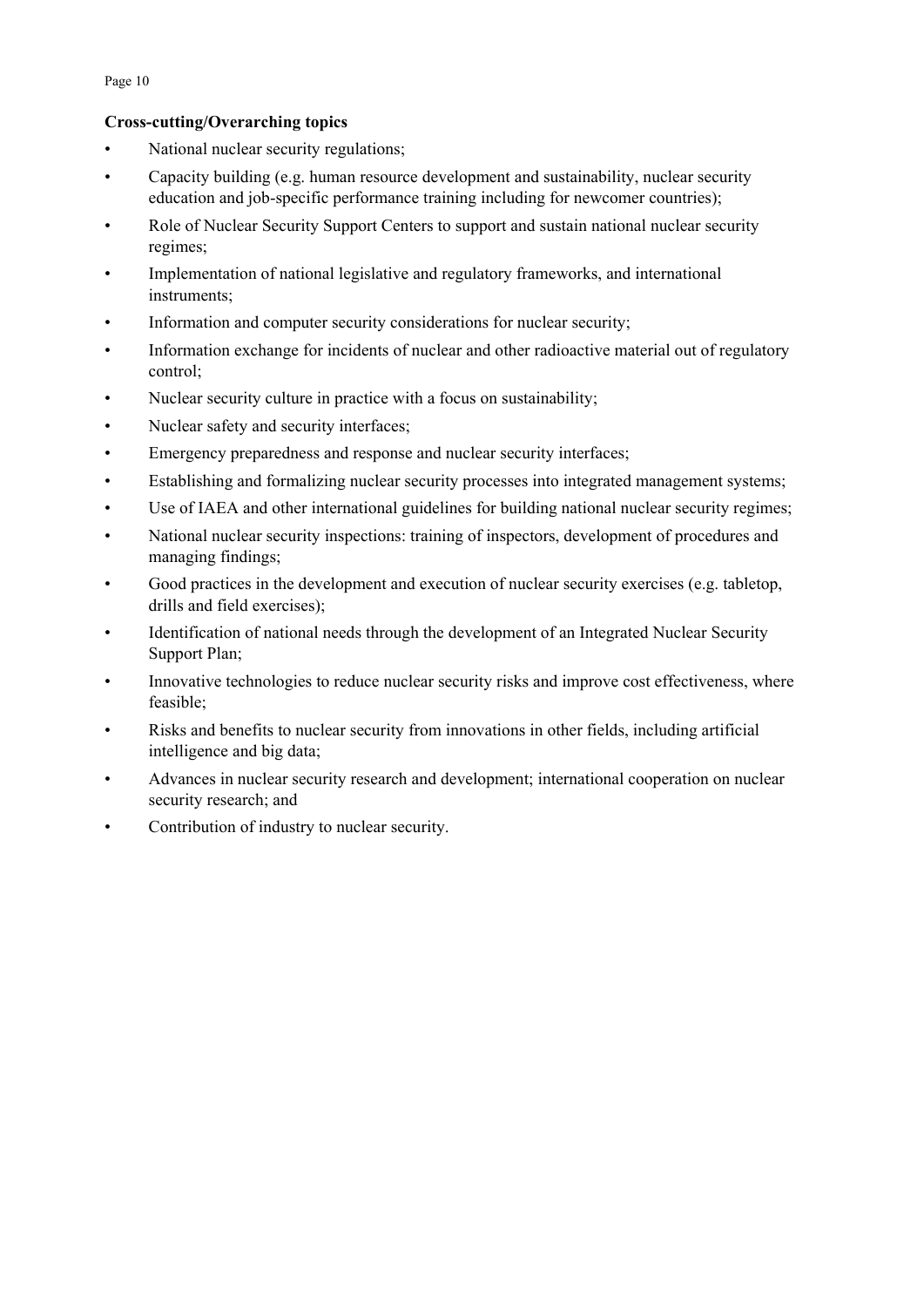**Cross-cutting/Overarching topics**

- National nuclear security regulations;
- Capacity building (e.g. human resource development and sustainability, nuclear security education and job-specific performance training including for newcomer countries);
- Role of Nuclear Security Support Centers to support and sustain national nuclear security regimes;
- Implementation of national legislative and regulatory frameworks, and international instruments;
- Information and computer security considerations for nuclear security;
- Information exchange for incidents of nuclear and other radioactive material out of regulatory control;
- Nuclear security culture in practice with a focus on sustainability;
- Nuclear safety and security interfaces;
- Emergency preparedness and response and nuclear security interfaces;
- Establishing and formalizing nuclear security processes into integrated management systems;
- Use of IAEA and other international guidelines for building national nuclear security regimes;
- National nuclear security inspections: training of inspectors, development of procedures and managing findings;
- Good practices in the development and execution of nuclear security exercises (e.g. tabletop, drills and field exercises);
- Identification of national needs through the development of an Integrated Nuclear Security Support Plan;
- Innovative technologies to reduce nuclear security risks and improve cost effectiveness, where feasible;
- Risks and benefits to nuclear security from innovations in other fields, including artificial intelligence and big data;
- Advances in nuclear security research and development; international cooperation on nuclear security research; and
- Contribution of industry to nuclear security.